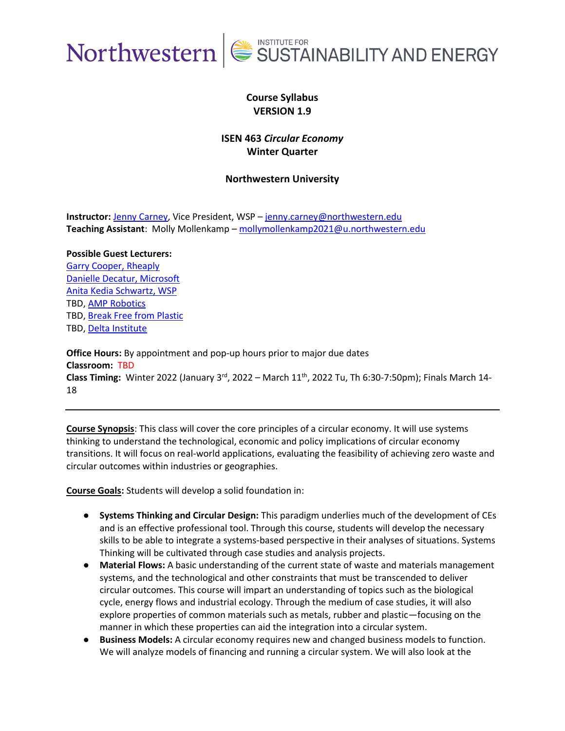Northwestern | INSTITUTE FOR SUSTAINABILITY AND ENERGY

**Course Syllabus**
**VERSION 1.9**

**ISEN 463 *Circular Economy***
**Winter Quarter**

**Northwestern University**

**Instructor:** Jenny Carney, Vice President, WSP – jenny.carney@northwestern.edu
**Teaching Assistant**: Molly Mollenkamp – mollymollenkamp2021@u.northwestern.edu

**Possible Guest Lecturers:**
Garry Cooper, Rheaply
Danielle Decatur, Microsoft
Anita Kedia Schwartz, WSP
TBD, AMP Robotics
TBD, Break Free from Plastic
TBD, Delta Institute

**Office Hours:** By appointment and pop-up hours prior to major due dates
**Classroom:** TBD
**Class Timing:** Winter 2022 (January 3rd, 2022 – March 11th, 2022 Tu, Th 6:30-7:50pm); Finals March 14-18

---

**Course Synopsis**: This class will cover the core principles of a circular economy. It will use systems thinking to understand the technological, economic and policy implications of circular economy transitions. It will focus on real-world applications, evaluating the feasibility of achieving zero waste and circular outcomes within industries or geographies.

**Course Goals:** Students will develop a solid foundation in:

- **Systems Thinking and Circular Design:** This paradigm underlies much of the development of CEs and is an effective professional tool. Through this course, students will develop the necessary skills to be able to integrate a systems-based perspective in their analyses of situations. Systems Thinking will be cultivated through case studies and analysis projects.
- **Material Flows:** A basic understanding of the current state of waste and materials management systems, and the technological and other constraints that must be transcended to deliver circular outcomes. This course will impart an understanding of topics such as the biological cycle, energy flows and industrial ecology. Through the medium of case studies, it will also explore properties of common materials such as metals, rubber and plastic—focusing on the manner in which these properties can aid the integration into a circular system.
- **Business Models:** A circular economy requires new and changed business models to function. We will analyze models of financing and running a circular system. We will also look at the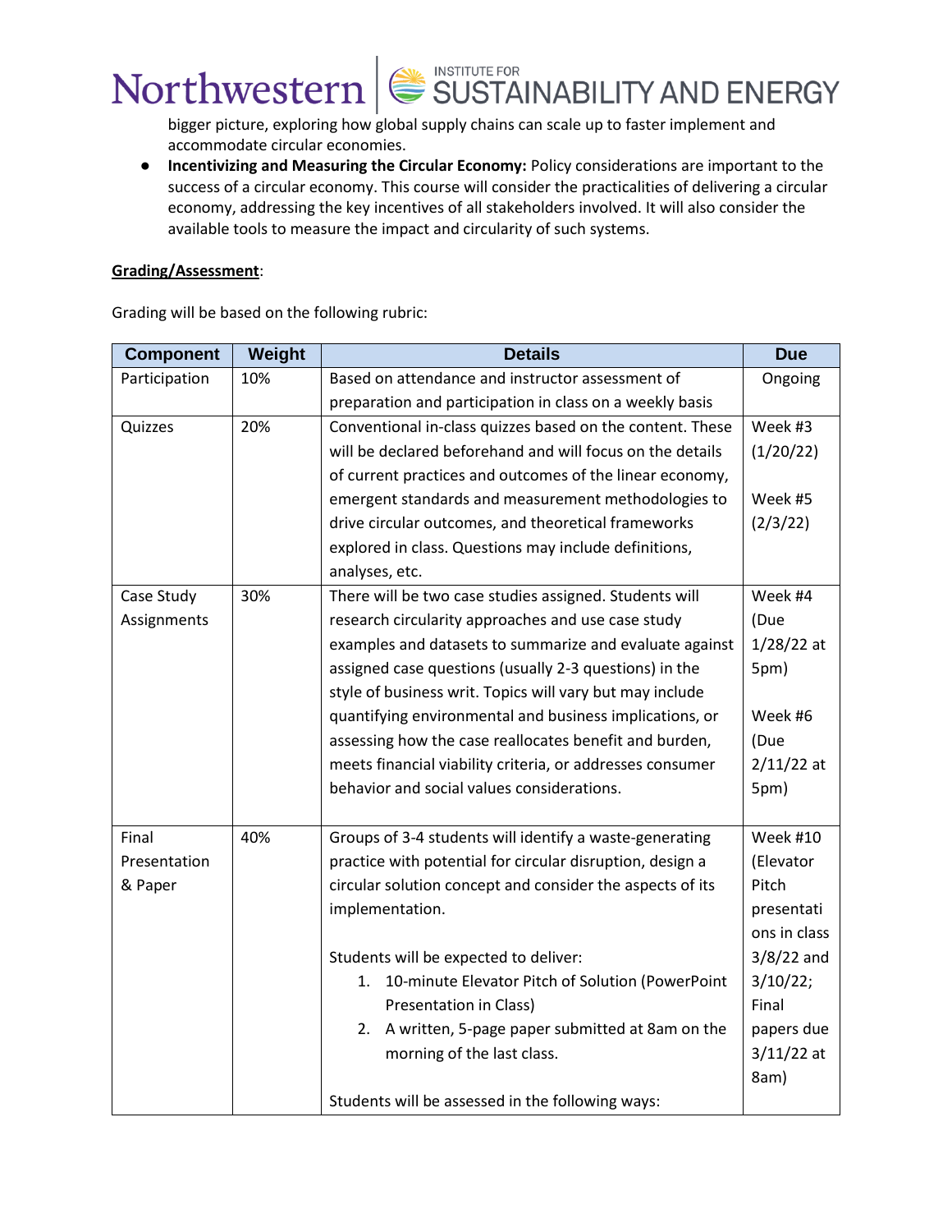bigger picture, exploring how global supply chains can scale up to faster implement and accommodate circular economies.

- **Incentivizing and Measuring the Circular Economy:** Policy considerations are important to the success of a circular economy. This course will consider the practicalities of delivering a circular economy, addressing the key incentives of all stakeholders involved. It will also consider the available tools to measure the impact and circularity of such systems.

**Grading/Assessment**:

Grading will be based on the following rubric:

| Component | Weight | Details | Due |
| --- | --- | --- | --- |
| Participation | 10% | Based on attendance and instructor assessment of preparation and participation in class on a weekly basis | Ongoing |
| Quizzes | 20% | Conventional in-class quizzes based on the content. These will be declared beforehand and will focus on the details of current practices and outcomes of the linear economy, emergent standards and measurement methodologies to drive circular outcomes, and theoretical frameworks explored in class. Questions may include definitions, analyses, etc. | Week #3 (1/20/22)<br><br>Week #5 (2/3/22) |
| Case Study Assignments | 30% | There will be two case studies assigned. Students will research circularity approaches and use case study examples and datasets to summarize and evaluate against assigned case questions (usually 2-3 questions) in the style of business writ. Topics will vary but may include quantifying environmental and business implications, or assessing how the case reallocates benefit and burden, meets financial viability criteria, or addresses consumer behavior and social values considerations. | Week #4 (Due 1/28/22 at 5pm)<br><br>Week #6 (Due 2/11/22 at 5pm) |
| Final Presentation & Paper | 40% | Groups of 3-4 students will identify a waste-generating practice with potential for circular disruption, design a circular solution concept and consider the aspects of its implementation.<br><br>Students will be expected to deliver:<br>1. 10-minute Elevator Pitch of Solution (PowerPoint Presentation in Class)<br>2. A written, 5-page paper submitted at 8am on the morning of the last class.<br><br>Students will be assessed in the following ways: | Week #10 (Elevator Pitch presentations in class 3/8/22 and 3/10/22; Final papers due 3/11/22 at 8am) |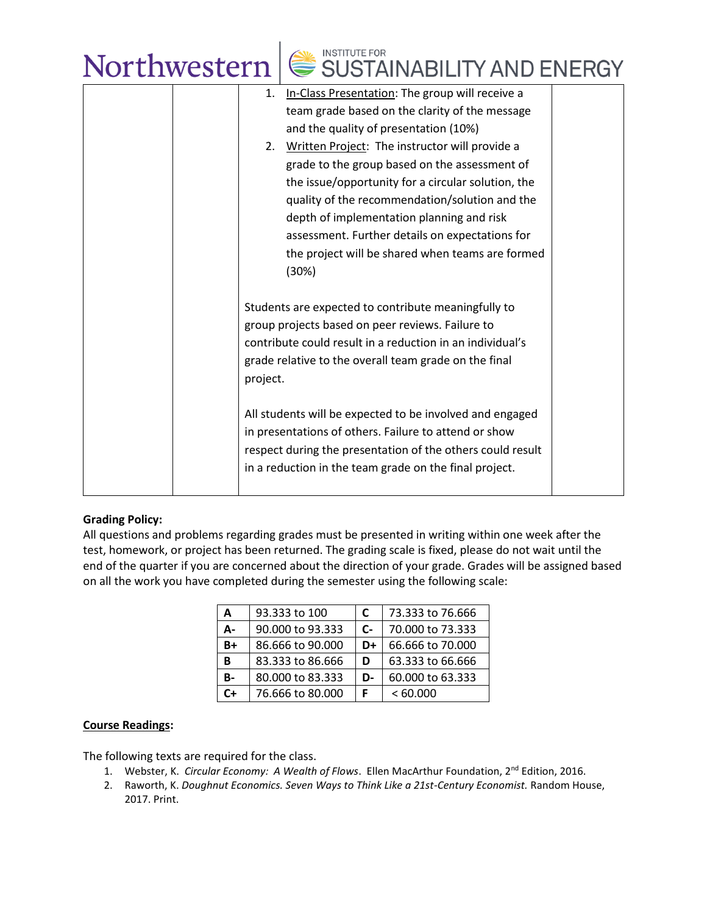| | | 1. <u>In-Class Presentation</u>: The group will receive a team grade based on the clarity of the message and the quality of presentation (10%)<br>2. <u>Written Project</u>: The instructor will provide a grade to the group based on the assessment of the issue/opportunity for a circular solution, the quality of the recommendation/solution and the depth of implementation planning and risk assessment. Further details on expectations for the project will be shared when teams are formed (30%)<br><br>Students are expected to contribute meaningfully to group projects based on peer reviews. Failure to contribute could result in a reduction in an individual's grade relative to the overall team grade on the final project.<br><br>All students will be expected to be involved and engaged in presentations of others. Failure to attend or show respect during the presentation of the others could result in a reduction in the team grade on the final project. | |
|---|---|---|---|

**Grading Policy:**

All questions and problems regarding grades must be presented in writing within one week after the test, homework, or project has been returned. The grading scale is fixed, please do not wait until the end of the quarter if you are concerned about the direction of your grade. Grades will be assigned based on all the work you have completed during the semester using the following scale:

| **A** | 93.333 to 100 | **C** | 73.333 to 76.666 |
|---|---|---|---|
| **A-** | 90.000 to 93.333 | **C-** | 70.000 to 73.333 |
| **B+** | 86.666 to 90.000 | **D+** | 66.666 to 70.000 |
| **B** | 83.333 to 86.666 | **D** | 63.333 to 66.666 |
| **B-** | 80.000 to 83.333 | **D-** | 60.000 to 63.333 |
| **C+** | 76.666 to 80.000 | **F** | < 60.000 |

**<u>Course Readings</u>:**

The following texts are required for the class.

1. Webster, K. *Circular Economy: A Wealth of Flows*. Ellen MacArthur Foundation, 2nd Edition, 2016.
2. Raworth, K. *Doughnut Economics. Seven Ways to Think Like a 21st-Century Economist.* Random House, 2017. Print.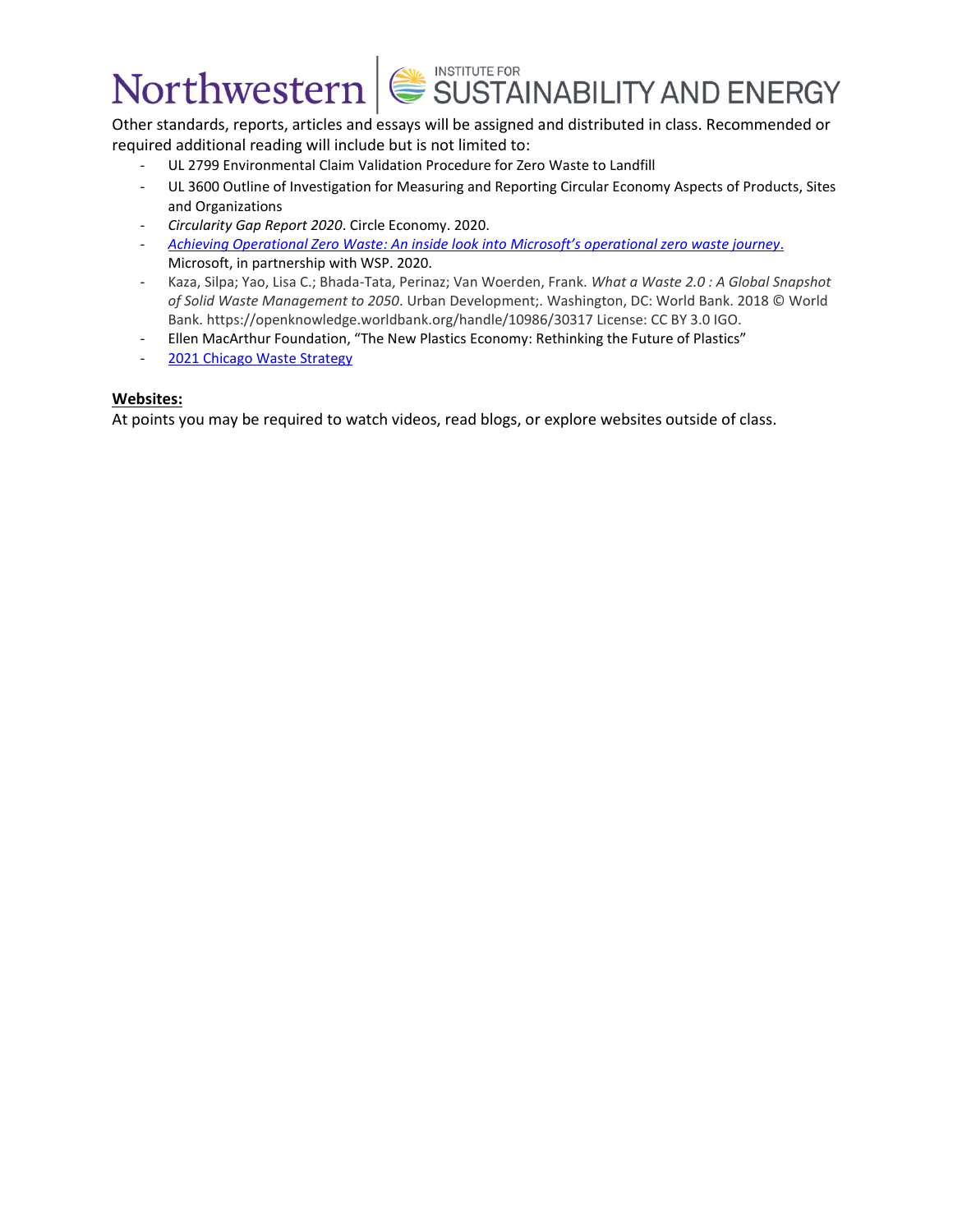Other standards, reports, articles and essays will be assigned and distributed in class. Recommended or required additional reading will include but is not limited to:

- UL 2799 Environmental Claim Validation Procedure for Zero Waste to Landfill
- UL 3600 Outline of Investigation for Measuring and Reporting Circular Economy Aspects of Products, Sites and Organizations
- *Circularity Gap Report 2020*. Circle Economy. 2020.
- *Achieving Operational Zero Waste: An inside look into Microsoft's operational zero waste journey*. Microsoft, in partnership with WSP. 2020.
- Kaza, Silpa; Yao, Lisa C.; Bhada-Tata, Perinaz; Van Woerden, Frank. *What a Waste 2.0 : A Global Snapshot of Solid Waste Management to 2050*. Urban Development;. Washington, DC: World Bank. 2018 © World Bank. https://openknowledge.worldbank.org/handle/10986/30317 License: CC BY 3.0 IGO.
- Ellen MacArthur Foundation, "The New Plastics Economy: Rethinking the Future of Plastics"
- 2021 Chicago Waste Strategy

**Websites:**

At points you may be required to watch videos, read blogs, or explore websites outside of class.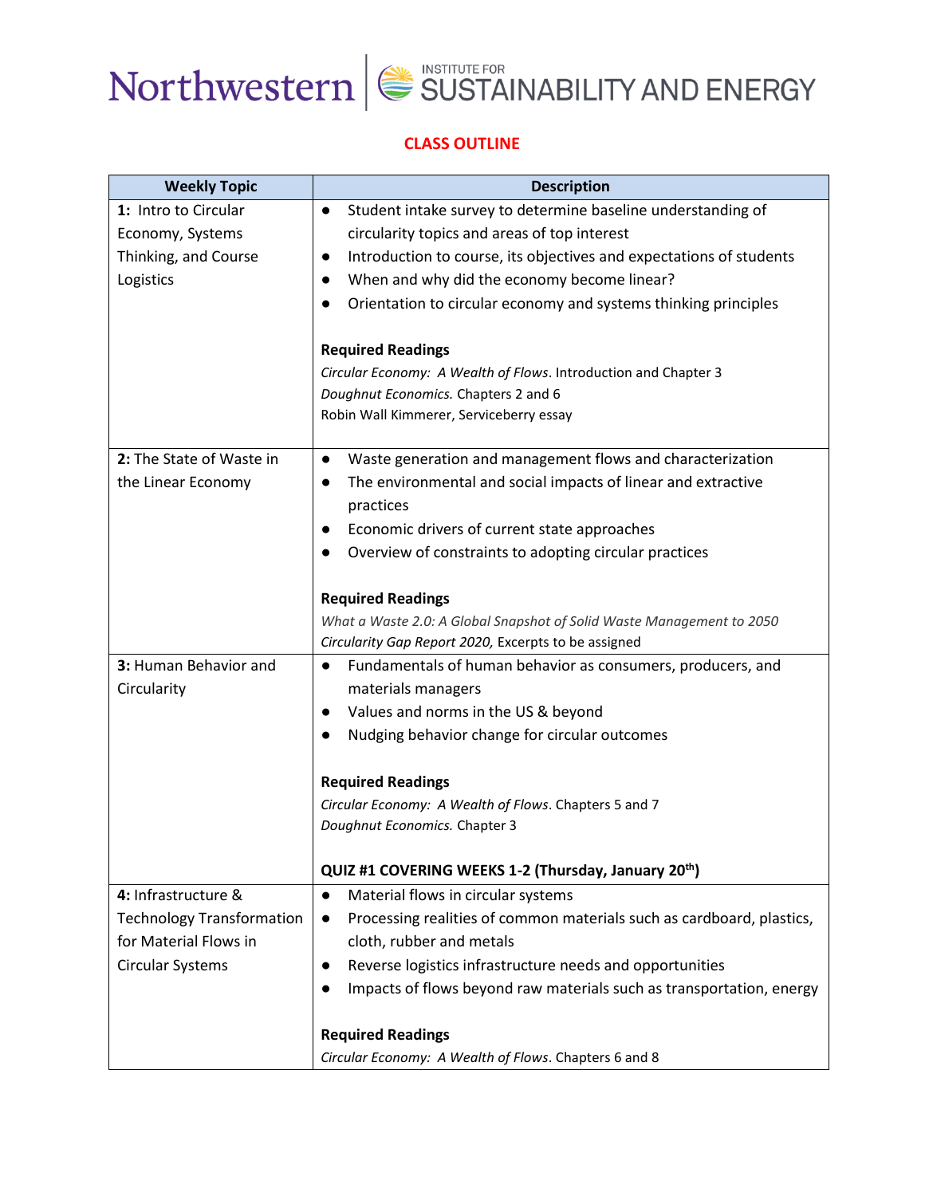Northwestern | INSTITUTE FOR SUSTAINABILITY AND ENERGY

## CLASS OUTLINE

| Weekly Topic | Description |
|---|---|
| **1:** Intro to Circular Economy, Systems Thinking, and Course Logistics | • Student intake survey to determine baseline understanding of circularity topics and areas of top interest<br>• Introduction to course, its objectives and expectations of students<br>• When and why did the economy become linear?<br>• Orientation to circular economy and systems thinking principles<br><br>**Required Readings**<br>*Circular Economy: A Wealth of Flows*. Introduction and Chapter 3<br>*Doughnut Economics.* Chapters 2 and 6<br>Robin Wall Kimmerer, Serviceberry essay |
| **2:** The State of Waste in the Linear Economy | • Waste generation and management flows and characterization<br>• The environmental and social impacts of linear and extractive practices<br>• Economic drivers of current state approaches<br>• Overview of constraints to adopting circular practices<br><br>**Required Readings**<br>*What a Waste 2.0: A Global Snapshot of Solid Waste Management to 2050*<br>*Circularity Gap Report 2020,* Excerpts to be assigned |
| **3:** Human Behavior and Circularity | • Fundamentals of human behavior as consumers, producers, and materials managers<br>• Values and norms in the US & beyond<br>• Nudging behavior change for circular outcomes<br><br>**Required Readings**<br>*Circular Economy: A Wealth of Flows*. Chapters 5 and 7<br>*Doughnut Economics.* Chapter 3<br><br>**QUIZ #1 COVERING WEEKS 1-2 (Thursday, January 20th)** |
| **4:** Infrastructure & Technology Transformation for Material Flows in Circular Systems | • Material flows in circular systems<br>• Processing realities of common materials such as cardboard, plastics, cloth, rubber and metals<br>• Reverse logistics infrastructure needs and opportunities<br>• Impacts of flows beyond raw materials such as transportation, energy<br><br>**Required Readings**<br>*Circular Economy: A Wealth of Flows*. Chapters 6 and 8 |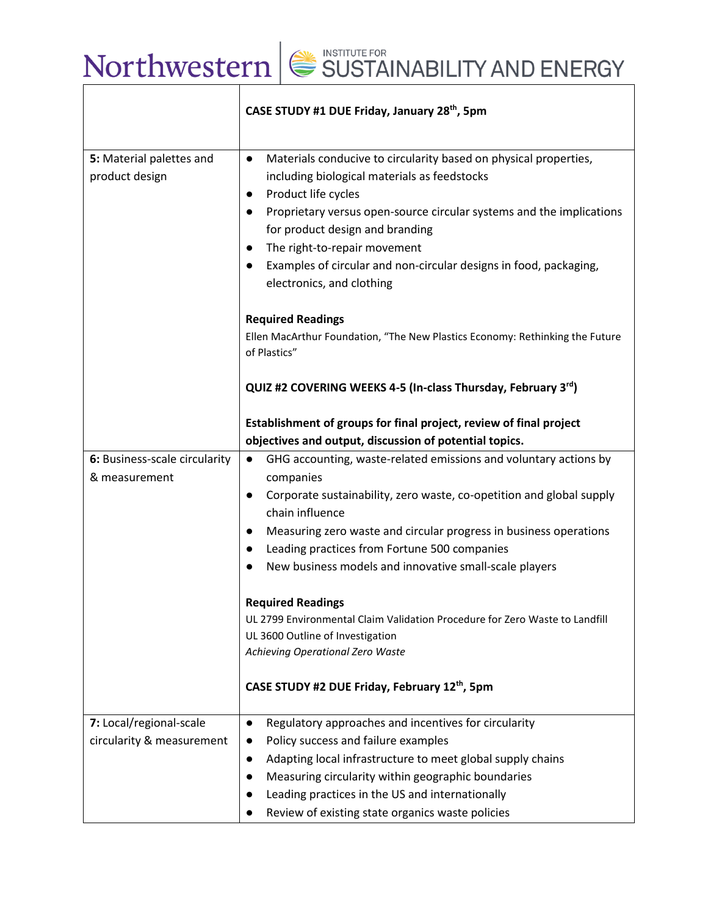| | |
|---|---|
| | **CASE STUDY #1 DUE Friday, January 28th, 5pm** |
| **5:** Material palettes and product design | ● Materials conducive to circularity based on physical properties, including biological materials as feedstocks<br>● Product life cycles<br>● Proprietary versus open-source circular systems and the implications for product design and branding<br>● The right-to-repair movement<br>● Examples of circular and non-circular designs in food, packaging, electronics, and clothing<br><br>**Required Readings**<br>Ellen MacArthur Foundation, "The New Plastics Economy: Rethinking the Future of Plastics"<br><br>**QUIZ #2 COVERING WEEKS 4-5 (In-class Thursday, February 3rd)**<br><br>**Establishment of groups for final project, review of final project objectives and output, discussion of potential topics.** |
| **6:** Business-scale circularity & measurement | ● GHG accounting, waste-related emissions and voluntary actions by companies<br>● Corporate sustainability, zero waste, co-opetition and global supply chain influence<br>● Measuring zero waste and circular progress in business operations<br>● Leading practices from Fortune 500 companies<br>● New business models and innovative small-scale players<br><br>**Required Readings**<br>UL 2799 Environmental Claim Validation Procedure for Zero Waste to Landfill<br>UL 3600 Outline of Investigation<br>*Achieving Operational Zero Waste*<br><br>**CASE STUDY #2 DUE Friday, February 12th, 5pm** |
| **7:** Local/regional-scale circularity & measurement | ● Regulatory approaches and incentives for circularity<br>● Policy success and failure examples<br>● Adapting local infrastructure to meet global supply chains<br>● Measuring circularity within geographic boundaries<br>● Leading practices in the US and internationally<br>● Review of existing state organics waste policies |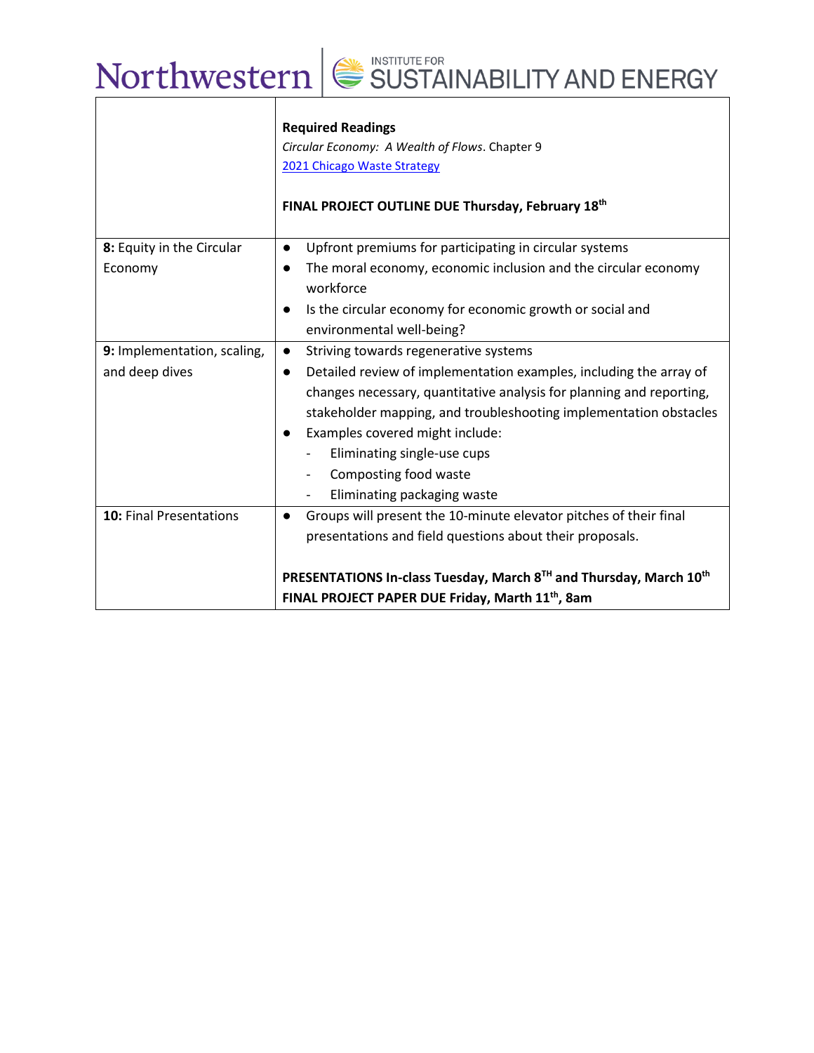| | |
|---|---|
| | **Required Readings**<br>*Circular Economy: A Wealth of Flows*. Chapter 9<br>[2021 Chicago Waste Strategy]<br><br>**FINAL PROJECT OUTLINE DUE Thursday, February 18th** |
| **8:** Equity in the Circular Economy | ● Upfront premiums for participating in circular systems<br>● The moral economy, economic inclusion and the circular economy workforce<br>● Is the circular economy for economic growth or social and environmental well-being? |
| **9:** Implementation, scaling, and deep dives | ● Striving towards regenerative systems<br>● Detailed review of implementation examples, including the array of changes necessary, quantitative analysis for planning and reporting, stakeholder mapping, and troubleshooting implementation obstacles<br>● Examples covered might include:<br>- Eliminating single-use cups<br>- Composting food waste<br>- Eliminating packaging waste |
| **10:** Final Presentations | ● Groups will present the 10-minute elevator pitches of their final presentations and field questions about their proposals.<br><br>**PRESENTATIONS In-class Tuesday, March 8TH and Thursday, March 10th**<br>**FINAL PROJECT PAPER DUE Friday, Marth 11th, 8am** |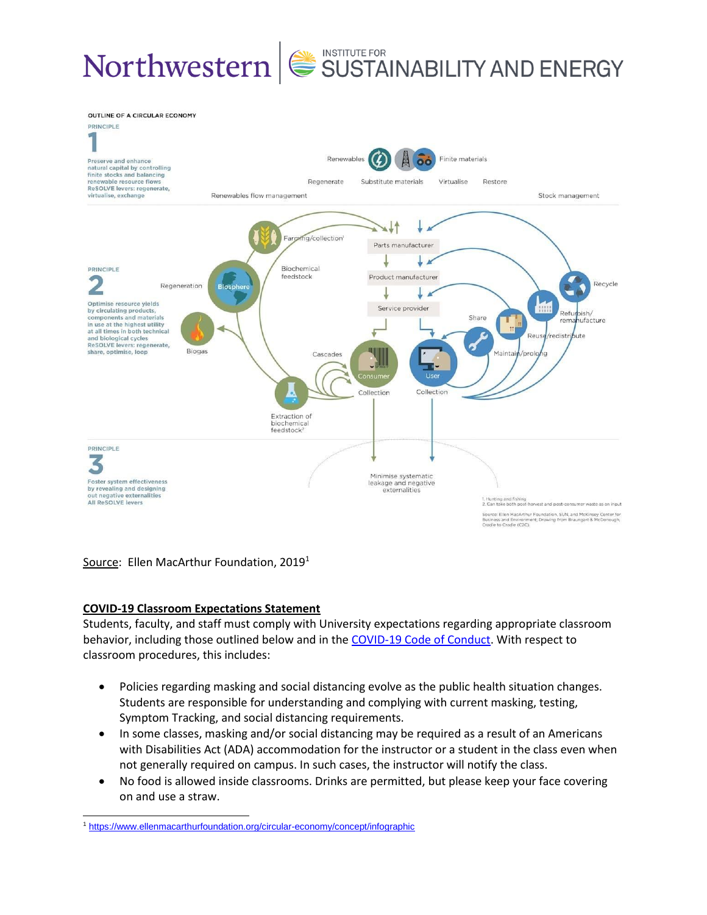OUTLINE OF A CIRCULAR ECONOMY

PRINCIPLE

**1**

Preserve and enhance natural capital by controlling finite stocks and balancing renewable resource flows
ReSOLVE levers: regenerate, virtualise, exchange

Renewables | Finite materials

Regenerate | Substitute materials | Virtualise | Restore

Renewables flow management | Stock management

Farming/collection[1] | Parts manufacturer | Biochemical feedstock | Product manufacturer | Regeneration | Biosphere | Service provider | Recycle | Refurbish/remanufacture | Share | Reuse/redistribute | Biogas | Maintain/prolong | Cascades | Consumer | User | Collection | Collection | Extraction of biochemical feedstock[2]

PRINCIPLE

**2**

Optimise resource yields by circulating products, components and materials in use at the highest utility at all times in both technical and biological cycles
ReSOLVE levers: regenerate, share, optimise, loop

PRINCIPLE

**3**

Foster system effectiveness by revealing and designing out negative externalities
All ReSOLVE levers

Minimise systematic leakage and negative externalities

1. Hunting and fishing
2. Can take both post-harvest and post-consumer waste as an input

Source: Ellen MacArthur Foundation, SUN, and McKinsey Center for Business and Environment; Drawing from Braungart & McDonough, Cradle to Cradle (C2C).

<u>Source</u>: Ellen MacArthur Foundation, 2019[1]

## COVID-19 Classroom Expectations Statement

Students, faculty, and staff must comply with University expectations regarding appropriate classroom behavior, including those outlined below and in the COVID-19 Code of Conduct. With respect to classroom procedures, this includes:

- Policies regarding masking and social distancing evolve as the public health situation changes. Students are responsible for understanding and complying with current masking, testing, Symptom Tracking, and social distancing requirements.
- In some classes, masking and/or social distancing may be required as a result of an Americans with Disabilities Act (ADA) accommodation for the instructor or a student in the class even when not generally required on campus. In such cases, the instructor will notify the class.
- No food is allowed inside classrooms. Drinks are permitted, but please keep your face covering on and use a straw.

[1] https://www.ellenmacarthurfoundation.org/circular-economy/concept/infographic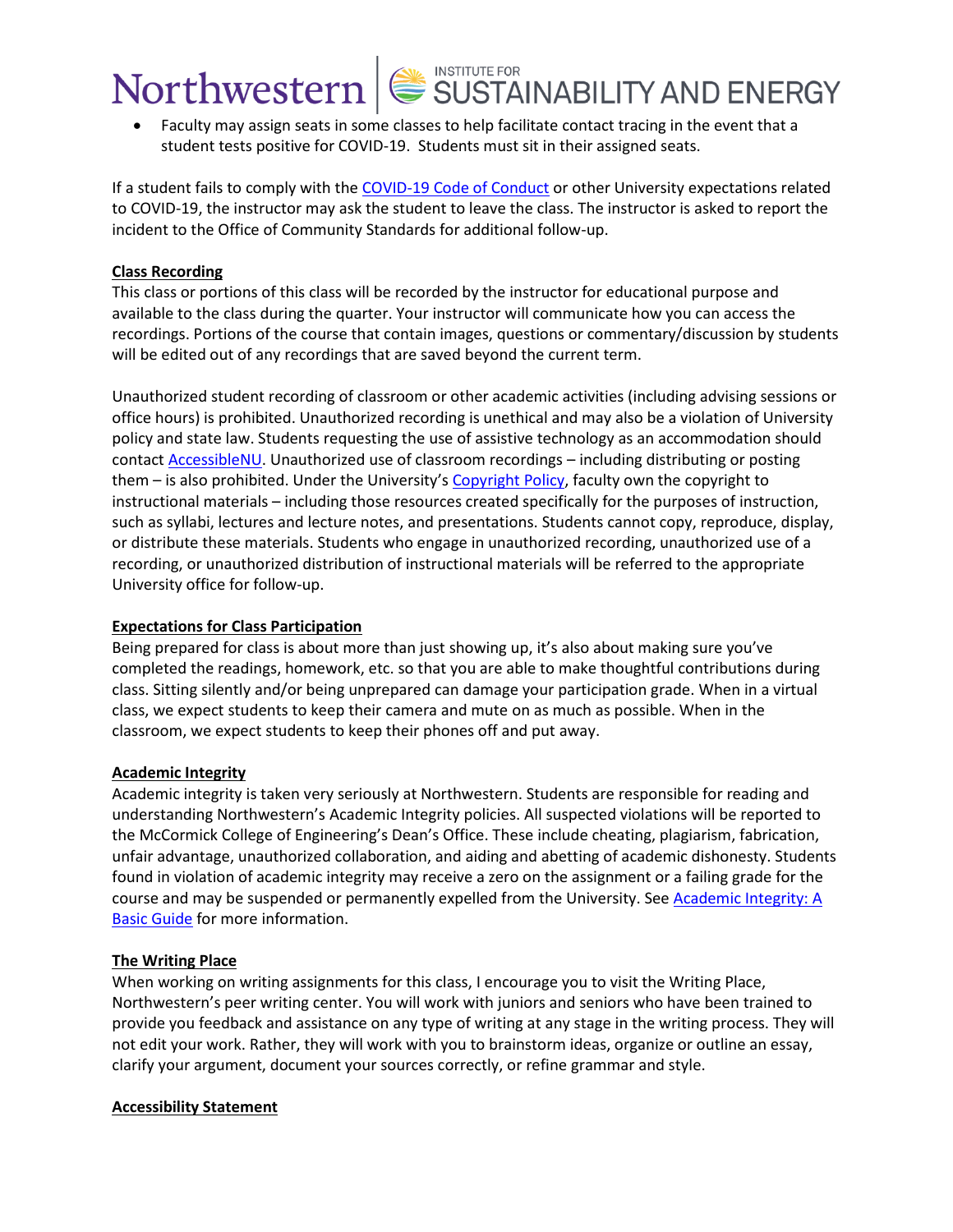- Faculty may assign seats in some classes to help facilitate contact tracing in the event that a student tests positive for COVID-19. Students must sit in their assigned seats.

If a student fails to comply with the COVID-19 Code of Conduct or other University expectations related to COVID-19, the instructor may ask the student to leave the class. The instructor is asked to report the incident to the Office of Community Standards for additional follow-up.

**Class Recording**

This class or portions of this class will be recorded by the instructor for educational purpose and available to the class during the quarter. Your instructor will communicate how you can access the recordings. Portions of the course that contain images, questions or commentary/discussion by students will be edited out of any recordings that are saved beyond the current term.

Unauthorized student recording of classroom or other academic activities (including advising sessions or office hours) is prohibited. Unauthorized recording is unethical and may also be a violation of University policy and state law. Students requesting the use of assistive technology as an accommodation should contact AccessibleNU. Unauthorized use of classroom recordings – including distributing or posting them – is also prohibited. Under the University's Copyright Policy, faculty own the copyright to instructional materials – including those resources created specifically for the purposes of instruction, such as syllabi, lectures and lecture notes, and presentations. Students cannot copy, reproduce, display, or distribute these materials. Students who engage in unauthorized recording, unauthorized use of a recording, or unauthorized distribution of instructional materials will be referred to the appropriate University office for follow-up.

**Expectations for Class Participation**

Being prepared for class is about more than just showing up, it's also about making sure you've completed the readings, homework, etc. so that you are able to make thoughtful contributions during class. Sitting silently and/or being unprepared can damage your participation grade. When in a virtual class, we expect students to keep their camera and mute on as much as possible. When in the classroom, we expect students to keep their phones off and put away.

**Academic Integrity**

Academic integrity is taken very seriously at Northwestern. Students are responsible for reading and understanding Northwestern's Academic Integrity policies. All suspected violations will be reported to the McCormick College of Engineering's Dean's Office. These include cheating, plagiarism, fabrication, unfair advantage, unauthorized collaboration, and aiding and abetting of academic dishonesty. Students found in violation of academic integrity may receive a zero on the assignment or a failing grade for the course and may be suspended or permanently expelled from the University. See Academic Integrity: A Basic Guide for more information.

**The Writing Place**

When working on writing assignments for this class, I encourage you to visit the Writing Place, Northwestern's peer writing center. You will work with juniors and seniors who have been trained to provide you feedback and assistance on any type of writing at any stage in the writing process. They will not edit your work. Rather, they will work with you to brainstorm ideas, organize or outline an essay, clarify your argument, document your sources correctly, or refine grammar and style.

**Accessibility Statement**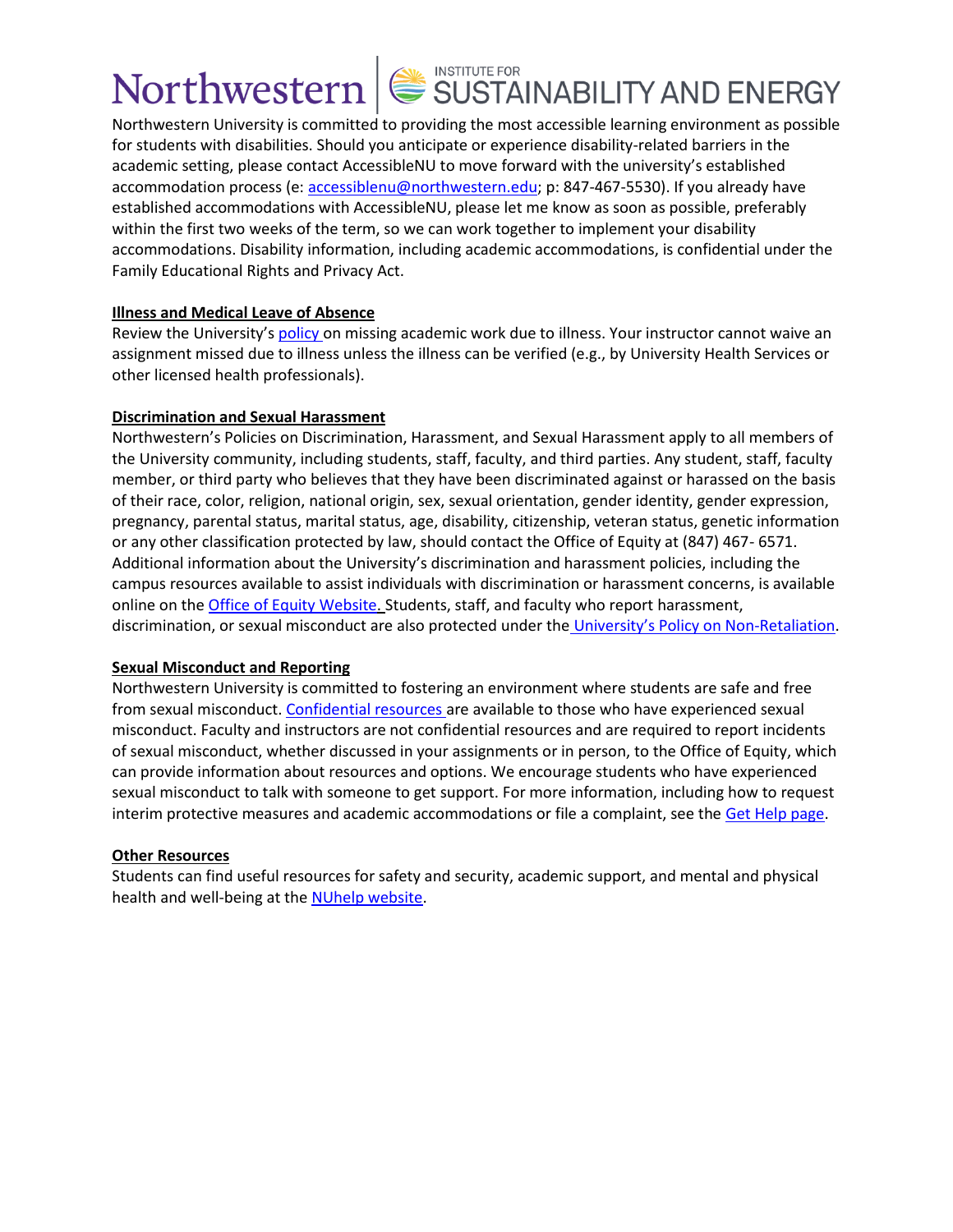Northwestern University is committed to providing the most accessible learning environment as possible for students with disabilities. Should you anticipate or experience disability-related barriers in the academic setting, please contact AccessibleNU to move forward with the university's established accommodation process (e: accessiblenu@northwestern.edu; p: 847-467-5530). If you already have established accommodations with AccessibleNU, please let me know as soon as possible, preferably within the first two weeks of the term, so we can work together to implement your disability accommodations. Disability information, including academic accommodations, is confidential under the Family Educational Rights and Privacy Act.

**Illness and Medical Leave of Absence**

Review the University's policy on missing academic work due to illness. Your instructor cannot waive an assignment missed due to illness unless the illness can be verified (e.g., by University Health Services or other licensed health professionals).

**Discrimination and Sexual Harassment**

Northwestern's Policies on Discrimination, Harassment, and Sexual Harassment apply to all members of the University community, including students, staff, faculty, and third parties. Any student, staff, faculty member, or third party who believes that they have been discriminated against or harassed on the basis of their race, color, religion, national origin, sex, sexual orientation, gender identity, gender expression, pregnancy, parental status, marital status, age, disability, citizenship, veteran status, genetic information or any other classification protected by law, should contact the Office of Equity at (847) 467- 6571. Additional information about the University's discrimination and harassment policies, including the campus resources available to assist individuals with discrimination or harassment concerns, is available online on the Office of Equity Website. Students, staff, and faculty who report harassment, discrimination, or sexual misconduct are also protected under the University's Policy on Non-Retaliation.

**Sexual Misconduct and Reporting**

Northwestern University is committed to fostering an environment where students are safe and free from sexual misconduct. Confidential resources are available to those who have experienced sexual misconduct. Faculty and instructors are not confidential resources and are required to report incidents of sexual misconduct, whether discussed in your assignments or in person, to the Office of Equity, which can provide information about resources and options. We encourage students who have experienced sexual misconduct to talk with someone to get support. For more information, including how to request interim protective measures and academic accommodations or file a complaint, see the Get Help page.

**Other Resources**

Students can find useful resources for safety and security, academic support, and mental and physical health and well-being at the NUhelp website.